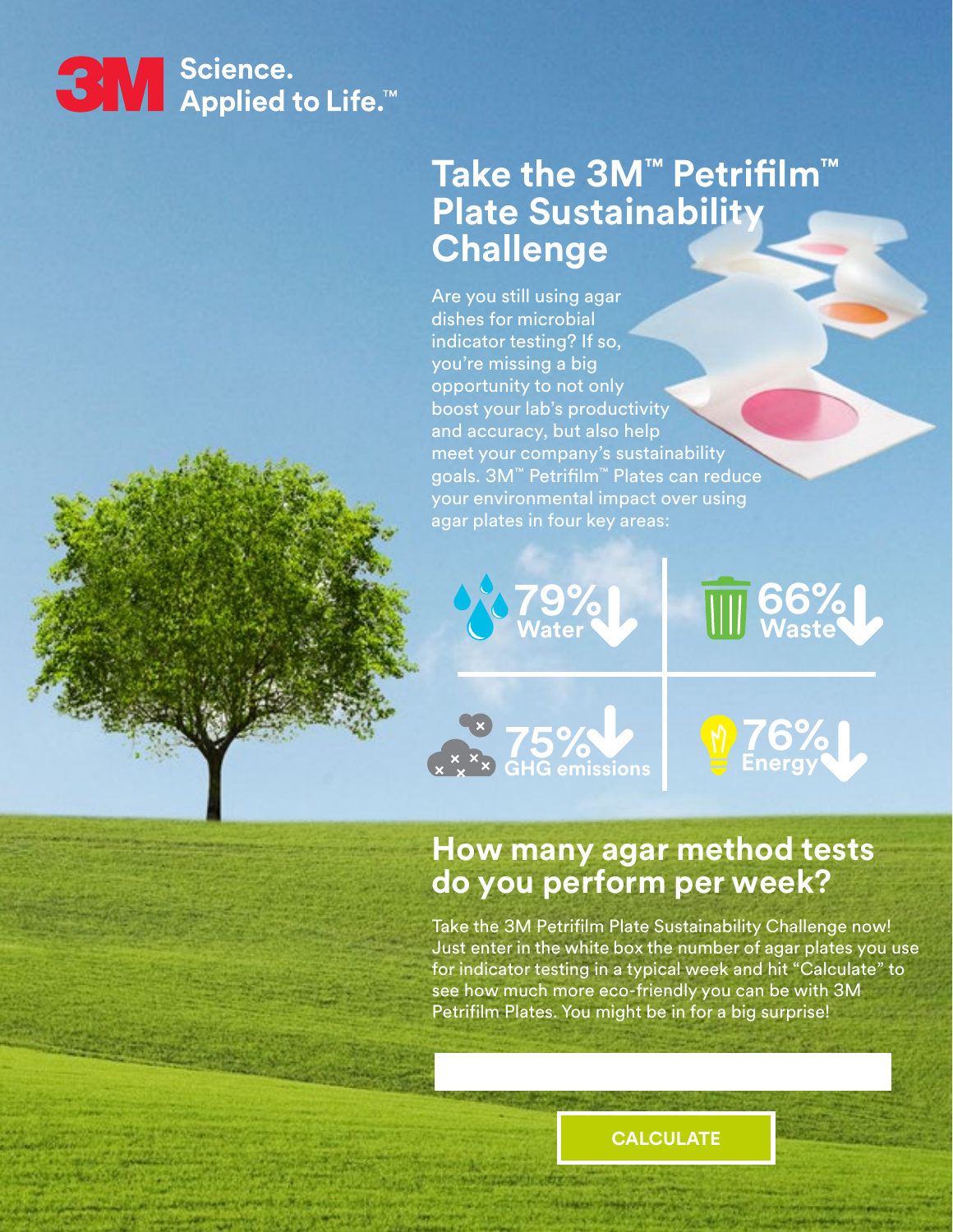3M Science. Applied to Life.™

# Take the 3M™ Petrifilm™ Plate Sustainability Challenge

Are you still using agar dishes for microbial indicator testing? If so, you're missing a big opportunity to not only boost your lab's productivity and accuracy, but also help meet your company's sustainability goals. 3M™ Petrifilm™ Plates can reduce your environmental impact over using agar plates in four key areas:

79% Water

66% Waste

75% GHG emissions

76% Energy

## How many agar method tests do you perform per week?

Take the 3M Petrifilm Plate Sustainability Challenge now! Just enter in the white box the number of agar plates you use for indicator testing in a typical week and hit "Calculate" to see how much more eco-friendly you can be with 3M Petrifilm Plates. You might be in for a big surprise!

CALCULATE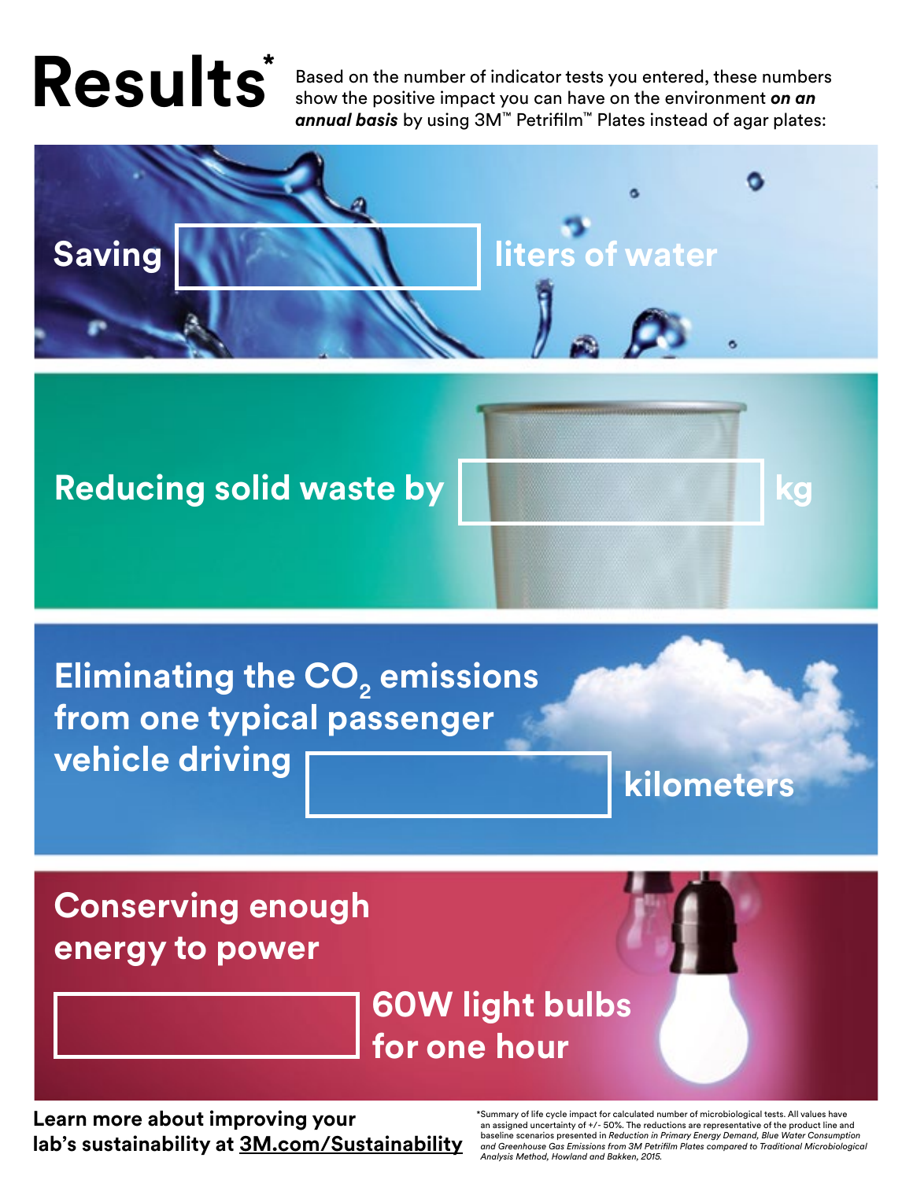# Results*

Based on the number of indicator tests you entered, these numbers show the positive impact you can have on the environment ***on an annual basis*** by using 3M™ Petrifilm™ Plates instead of agar plates:

**Saving** [ ] **liters of water**

**Reducing solid waste by** [ ] **kg**

**Eliminating the $CO_2$ emissions from one typical passenger vehicle driving** [ ] **kilometers**

**Conserving enough energy to power** [ ] **60W light bulbs for one hour**

**Learn more about improving your lab's sustainability at 3M.com/Sustainability**

*Summary of life cycle impact for calculated number of microbiological tests. All values have an assigned uncertainty of +/- 50%. The reductions are representative of the product line and baseline scenarios presented in *Reduction in Primary Energy Demand, Blue Water Consumption and Greenhouse Gas Emissions from 3M Petrifilm Plates compared to Traditional Microbiological Analysis Method, Howland and Bakken, 2015.*